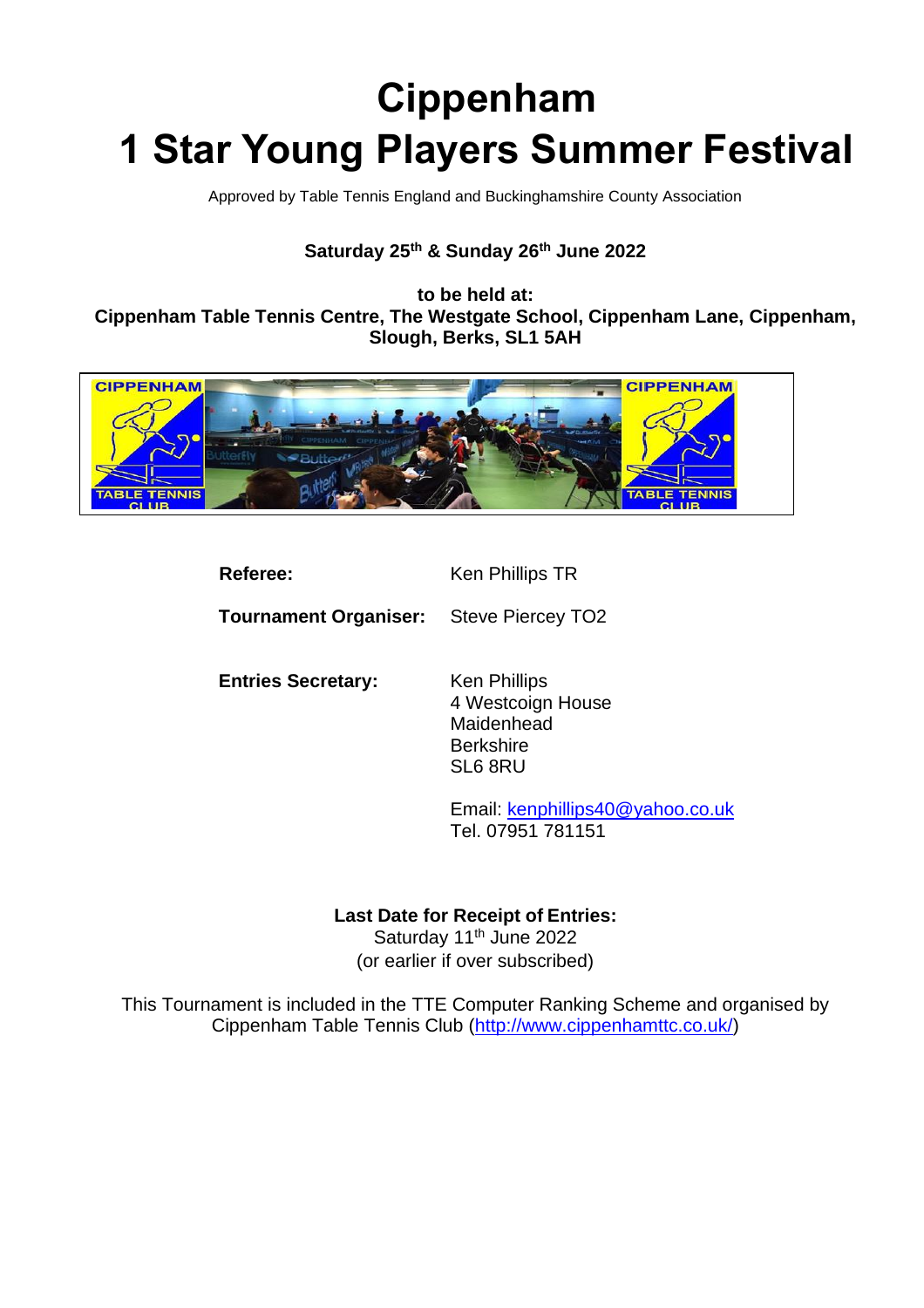# Cippenham
# 1 Star Young Players Summer Festival

Approved by Table Tennis England and Buckinghamshire County Association

**Saturday 25th & Sunday 26th June 2022**

**to be held at:**
**Cippenham Table Tennis Centre, The Westgate School, Cippenham Lane, Cippenham, Slough, Berks, SL1 5AH**

**Referee:** Ken Phillips TR

**Tournament Organiser:** Steve Piercey TO2

**Entries Secretary:** Ken Phillips
4 Westcoign House
Maidenhead
Berkshire
SL6 8RU

Email: kenphillips40@yahoo.co.uk
Tel. 07951 781151

**Last Date for Receipt of Entries:**
Saturday 11th June 2022
(or earlier if over subscribed)

This Tournament is included in the TTE Computer Ranking Scheme and organised by Cippenham Table Tennis Club (http://www.cippenhamttc.co.uk/)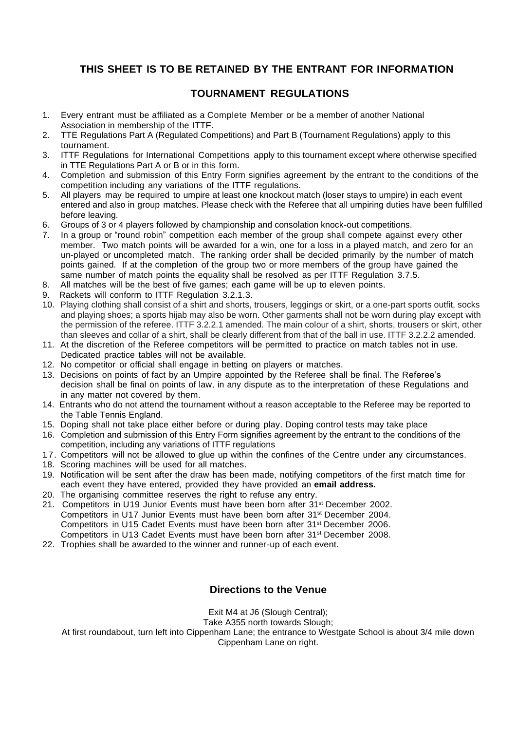## THIS SHEET IS TO BE RETAINED BY THE ENTRANT FOR INFORMATION

## TOURNAMENT REGULATIONS

1. Every entrant must be affiliated as a Complete Member or be a member of another National Association in membership of the ITTF.
2. TTE Regulations Part A (Regulated Competitions) and Part B (Tournament Regulations) apply to this tournament.
3. ITTF Regulations for International Competitions apply to this tournament except where otherwise specified in TTE Regulations Part A or B or in this form.
4. Completion and submission of this Entry Form signifies agreement by the entrant to the conditions of the competition including any variations of the ITTF regulations.
5. All players may be required to umpire at least one knockout match (loser stays to umpire) in each event entered and also in group matches. Please check with the Referee that all umpiring duties have been fulfilled before leaving.
6. Groups of 3 or 4 players followed by championship and consolation knock-out competitions.
7. In a group or "round robin" competition each member of the group shall compete against every other member. Two match points will be awarded for a win, one for a loss in a played match, and zero for an un-played or uncompleted match. The ranking order shall be decided primarily by the number of match points gained. If at the completion of the group two or more members of the group have gained the same number of match points the equality shall be resolved as per ITTF Regulation 3.7.5.
8. All matches will be the best of five games; each game will be up to eleven points.
9. Rackets will conform to ITTF Regulation 3.2.1.3.
10. Playing clothing shall consist of a shirt and shorts, trousers, leggings or skirt, or a one-part sports outfit, socks and playing shoes; a sports hijab may also be worn. Other garments shall not be worn during play except with the permission of the referee. ITTF 3.2.2.1 amended. The main colour of a shirt, shorts, trousers or skirt, other than sleeves and collar of a shirt, shall be clearly different from that of the ball in use. ITTF 3.2.2.2 amended.
11. At the discretion of the Referee competitors will be permitted to practice on match tables not in use. Dedicated practice tables will not be available.
12. No competitor or official shall engage in betting on players or matches.
13. Decisions on points of fact by an Umpire appointed by the Referee shall be final. The Referee's decision shall be final on points of law, in any dispute as to the interpretation of these Regulations and in any matter not covered by them.
14. Entrants who do not attend the tournament without a reason acceptable to the Referee may be reported to the Table Tennis England.
15. Doping shall not take place either before or during play. Doping control tests may take place
16. Completion and submission of this Entry Form signifies agreement by the entrant to the conditions of the competition, including any variations of ITTF regulations
17. Competitors will not be allowed to glue up within the confines of the Centre under any circumstances.
18. Scoring machines will be used for all matches.
19. Notification will be sent after the draw has been made, notifying competitors of the first match time for each event they have entered, provided they have provided an **email address.**
20. The organising committee reserves the right to refuse any entry.
21. Competitors in U19 Junior Events must have been born after 31st December 2002.
    Competitors in U17 Junior Events must have been born after 31st December 2004.
    Competitors in U15 Cadet Events must have been born after 31st December 2006.
    Competitors in U13 Cadet Events must have been born after 31st December 2008.
22. Trophies shall be awarded to the winner and runner-up of each event.

## Directions to the Venue

Exit M4 at J6 (Slough Central);

Take A355 north towards Slough;

At first roundabout, turn left into Cippenham Lane; the entrance to Westgate School is about 3/4 mile down Cippenham Lane on right.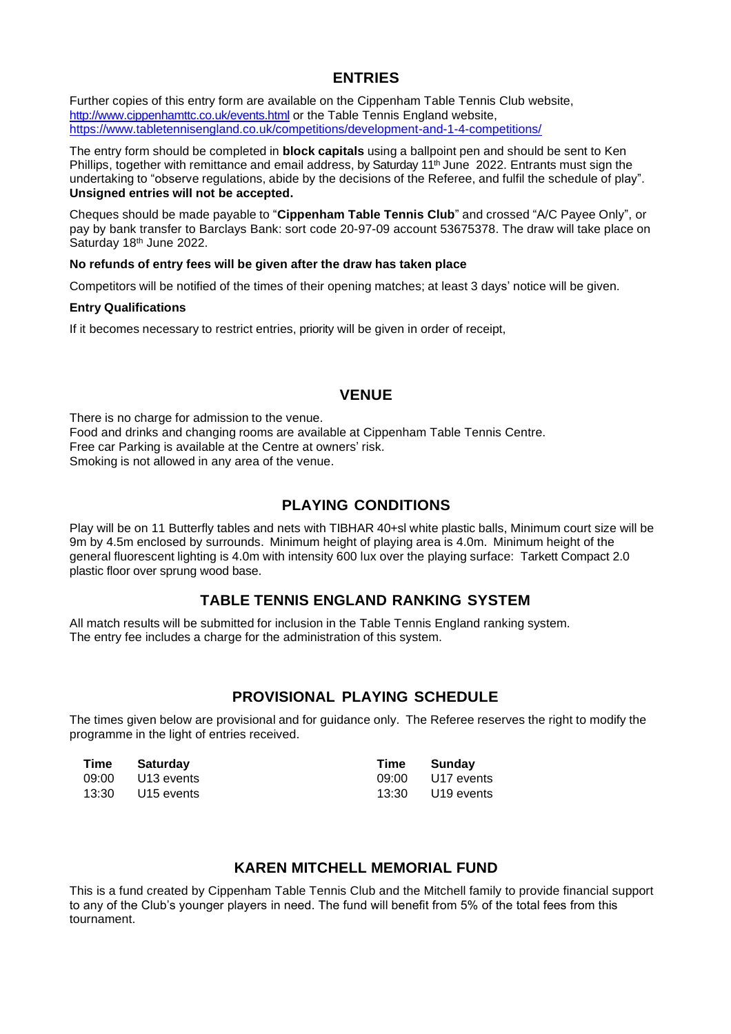## ENTRIES

Further copies of this entry form are available on the Cippenham Table Tennis Club website, http://www.cippenhamttc.co.uk/events.html or the Table Tennis England website, https://www.tabletennisengland.co.uk/competitions/development-and-1-4-competitions/

The entry form should be completed in **block capitals** using a ballpoint pen and should be sent to Ken Phillips, together with remittance and email address, by Saturday 11th June 2022. Entrants must sign the undertaking to "observe regulations, abide by the decisions of the Referee, and fulfil the schedule of play". **Unsigned entries will not be accepted.**

Cheques should be made payable to "**Cippenham Table Tennis Club**" and crossed "A/C Payee Only", or pay by bank transfer to Barclays Bank: sort code 20-97-09 account 53675378. The draw will take place on Saturday 18th June 2022.

**No refunds of entry fees will be given after the draw has taken place**

Competitors will be notified of the times of their opening matches; at least 3 days' notice will be given.

**Entry Qualifications**

If it becomes necessary to restrict entries, priority will be given in order of receipt,

## VENUE

There is no charge for admission to the venue.
Food and drinks and changing rooms are available at Cippenham Table Tennis Centre.
Free car Parking is available at the Centre at owners' risk.
Smoking is not allowed in any area of the venue.

## PLAYING CONDITIONS

Play will be on 11 Butterfly tables and nets with TIBHAR 40+sl white plastic balls, Minimum court size will be 9m by 4.5m enclosed by surrounds. Minimum height of playing area is 4.0m. Minimum height of the general fluorescent lighting is 4.0m with intensity 600 lux over the playing surface: Tarkett Compact 2.0 plastic floor over sprung wood base.

## TABLE TENNIS ENGLAND RANKING SYSTEM

All match results will be submitted for inclusion in the Table Tennis England ranking system.
The entry fee includes a charge for the administration of this system.

## PROVISIONAL PLAYING SCHEDULE

The times given below are provisional and for guidance only. The Referee reserves the right to modify the programme in the light of entries received.

| Time | Saturday | Time | Sunday |
|---|---|---|---|
| 09:00 | U13 events | 09:00 | U17 events |
| 13:30 | U15 events | 13:30 | U19 events |

## KAREN MITCHELL MEMORIAL FUND

This is a fund created by Cippenham Table Tennis Club and the Mitchell family to provide financial support to any of the Club's younger players in need. The fund will benefit from 5% of the total fees from this tournament.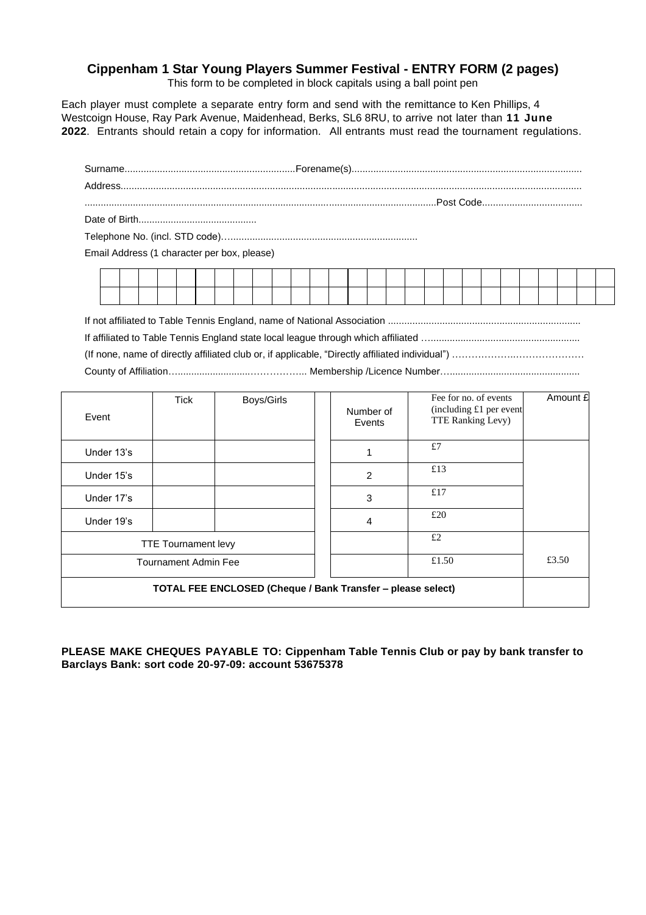# Cippenham 1 Star Young Players Summer Festival - ENTRY FORM (2 pages)

This form to be completed in block capitals using a ball point pen

Each player must complete a separate entry form and send with the remittance to Ken Phillips, 4 Westcoign House, Ray Park Avenue, Maidenhead, Berks, SL6 8RU, to arrive not later than **11 June 2022**. Entrants should retain a copy for information. All entrants must read the tournament regulations.

Surname..............................................................Forename(s)....................................................................................

Address..........................................................................................................................................................................

.........................................................................................................................................Post Code.....................................

Date of Birth...........................................

Telephone No. (incl. STD code)…....................................................................

Email Address (1 character per box, please)

| | | | | | | | | | | | | | | | | | | | | | | | | | | |
|---|---|---|---|---|---|---|---|---|---|---|---|---|---|---|---|---|---|---|---|---|---|---|---|---|---|---|
| | | | | | | | | | | | | | | | | | | | | | | | | | | |

If not affiliated to Table Tennis England, name of National Association .......................................................................

If affiliated to Table Tennis England state local league through which affiliated …......................................................

(If none, name of directly affiliated club or, if applicable, "Directly affiliated individual") ……………….…………………

County of Affiliation…..........................……………... Membership /Licence Number…..............................................

| Event | Tick | Boys/Girls | | Number of Events | Fee for no. of events (including £1 per event TTE Ranking Levy) | Amount £ |
|---|---|---|---|---|---|---|
| Under 13's | | | | 1 | £7 | |
| Under 15's | | | | 2 | £13 | |
| Under 17's | | | | 3 | £17 | |
| Under 19's | | | | 4 | £20 | |
| TTE Tournament levy | | | | | £2 | £3.50 |
| Tournament Admin Fee | | | | | £1.50 | |
| **TOTAL FEE ENCLOSED (Cheque / Bank Transfer – please select)** | | | | | | |

**PLEASE MAKE CHEQUES PAYABLE TO: Cippenham Table Tennis Club or pay by bank transfer to Barclays Bank: sort code 20-97-09: account 53675378**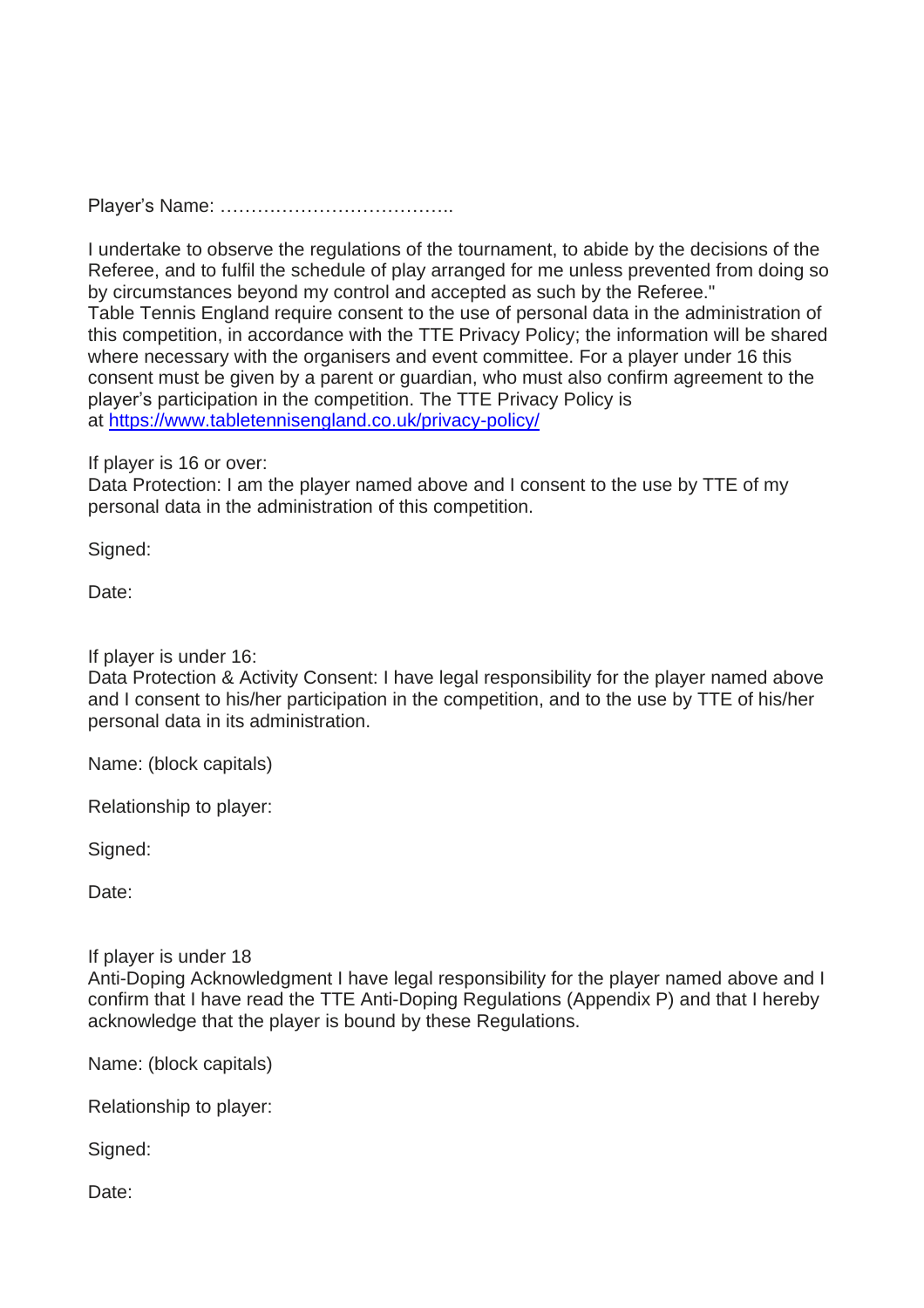Player's Name: ………………………………..

I undertake to observe the regulations of the tournament, to abide by the decisions of the Referee, and to fulfil the schedule of play arranged for me unless prevented from doing so by circumstances beyond my control and accepted as such by the Referee."
Table Tennis England require consent to the use of personal data in the administration of this competition, in accordance with the TTE Privacy Policy; the information will be shared where necessary with the organisers and event committee. For a player under 16 this consent must be given by a parent or guardian, who must also confirm agreement to the player's participation in the competition. The TTE Privacy Policy is at [https://www.tabletennisengland.co.uk/privacy-policy/](https://www.tabletennisengland.co.uk/privacy-policy/)

If player is 16 or over:
Data Protection: I am the player named above and I consent to the use by TTE of my personal data in the administration of this competition.

Signed:

Date:

If player is under 16:
Data Protection & Activity Consent: I have legal responsibility for the player named above and I consent to his/her participation in the competition, and to the use by TTE of his/her personal data in its administration.

Name: (block capitals)

Relationship to player:

Signed:

Date:

If player is under 18
Anti-Doping Acknowledgment I have legal responsibility for the player named above and I confirm that I have read the TTE Anti-Doping Regulations (Appendix P) and that I hereby acknowledge that the player is bound by these Regulations.

Name: (block capitals)

Relationship to player:

Signed:

Date: